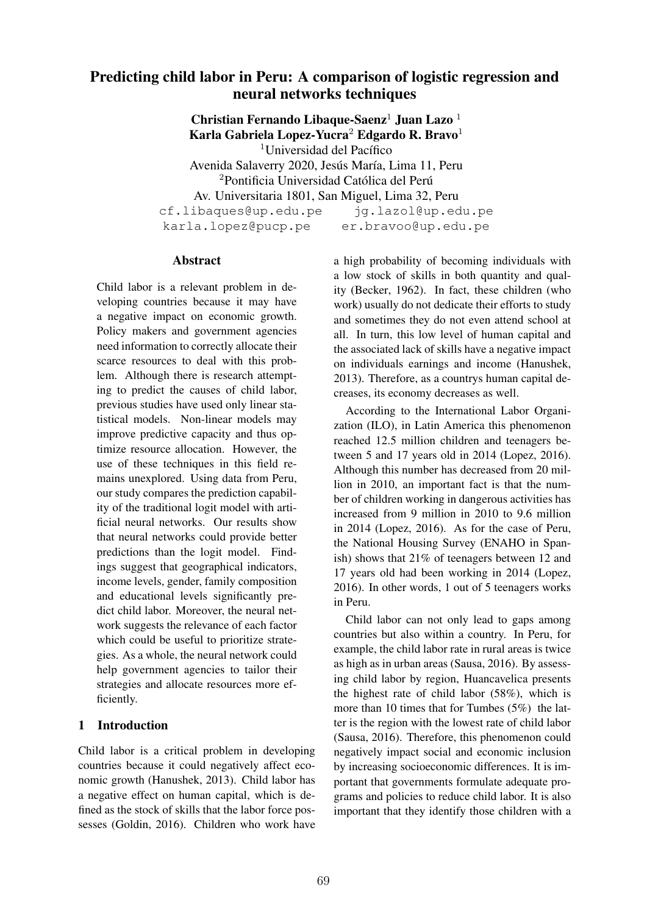# Predicting child labor in Peru: A comparison of logistic regression and neural networks techniques

**Christian Fernando Libaque-Saenz**[1] **Juan Lazo**[1]
**Karla Gabriela Lopez-Yucra**[2] **Edgardo R. Bravo**[1]

[1]Universidad del Pacífico
Avenida Salaverry 2020, Jesús María, Lima 11, Peru
[2]Pontificia Universidad Católica del Perú
Av. Universitaria 1801, San Miguel, Lima 32, Peru

cf.libaques@up.edu.pe jg.lazol@up.edu.pe
karla.lopez@pucp.pe er.bravoo@up.edu.pe

## Abstract

Child labor is a relevant problem in developing countries because it may have a negative impact on economic growth. Policy makers and government agencies need information to correctly allocate their scarce resources to deal with this problem. Although there is research attempting to predict the causes of child labor, previous studies have used only linear statistical models. Non-linear models may improve predictive capacity and thus optimize resource allocation. However, the use of these techniques in this field remains unexplored. Using data from Peru, our study compares the prediction capability of the traditional logit model with artificial neural networks. Our results show that neural networks could provide better predictions than the logit model. Findings suggest that geographical indicators, income levels, gender, family composition and educational levels significantly predict child labor. Moreover, the neural network suggests the relevance of each factor which could be useful to prioritize strategies. As a whole, the neural network could help government agencies to tailor their strategies and allocate resources more efficiently.

## 1 Introduction

Child labor is a critical problem in developing countries because it could negatively affect economic growth (Hanushek, 2013). Child labor has a negative effect on human capital, which is defined as the stock of skills that the labor force possesses (Goldin, 2016). Children who work have a high probability of becoming individuals with a low stock of skills in both quantity and quality (Becker, 1962). In fact, these children (who work) usually do not dedicate their efforts to study and sometimes they do not even attend school at all. In turn, this low level of human capital and the associated lack of skills have a negative impact on individuals earnings and income (Hanushek, 2013). Therefore, as a countrys human capital decreases, its economy decreases as well.

According to the International Labor Organization (ILO), in Latin America this phenomenon reached 12.5 million children and teenagers between 5 and 17 years old in 2014 (Lopez, 2016). Although this number has decreased from 20 million in 2010, an important fact is that the number of children working in dangerous activities has increased from 9 million in 2010 to 9.6 million in 2014 (Lopez, 2016). As for the case of Peru, the National Housing Survey (ENAHO in Spanish) shows that 21% of teenagers between 12 and 17 years old had been working in 2014 (Lopez, 2016). In other words, 1 out of 5 teenagers works in Peru.

Child labor can not only lead to gaps among countries but also within a country. In Peru, for example, the child labor rate in rural areas is twice as high as in urban areas (Sausa, 2016). By assessing child labor by region, Huancavelica presents the highest rate of child labor (58%), which is more than 10 times that for Tumbes (5%) the latter is the region with the lowest rate of child labor (Sausa, 2016). Therefore, this phenomenon could negatively impact social and economic inclusion by increasing socioeconomic differences. It is important that governments formulate adequate programs and policies to reduce child labor. It is also important that they identify those children with a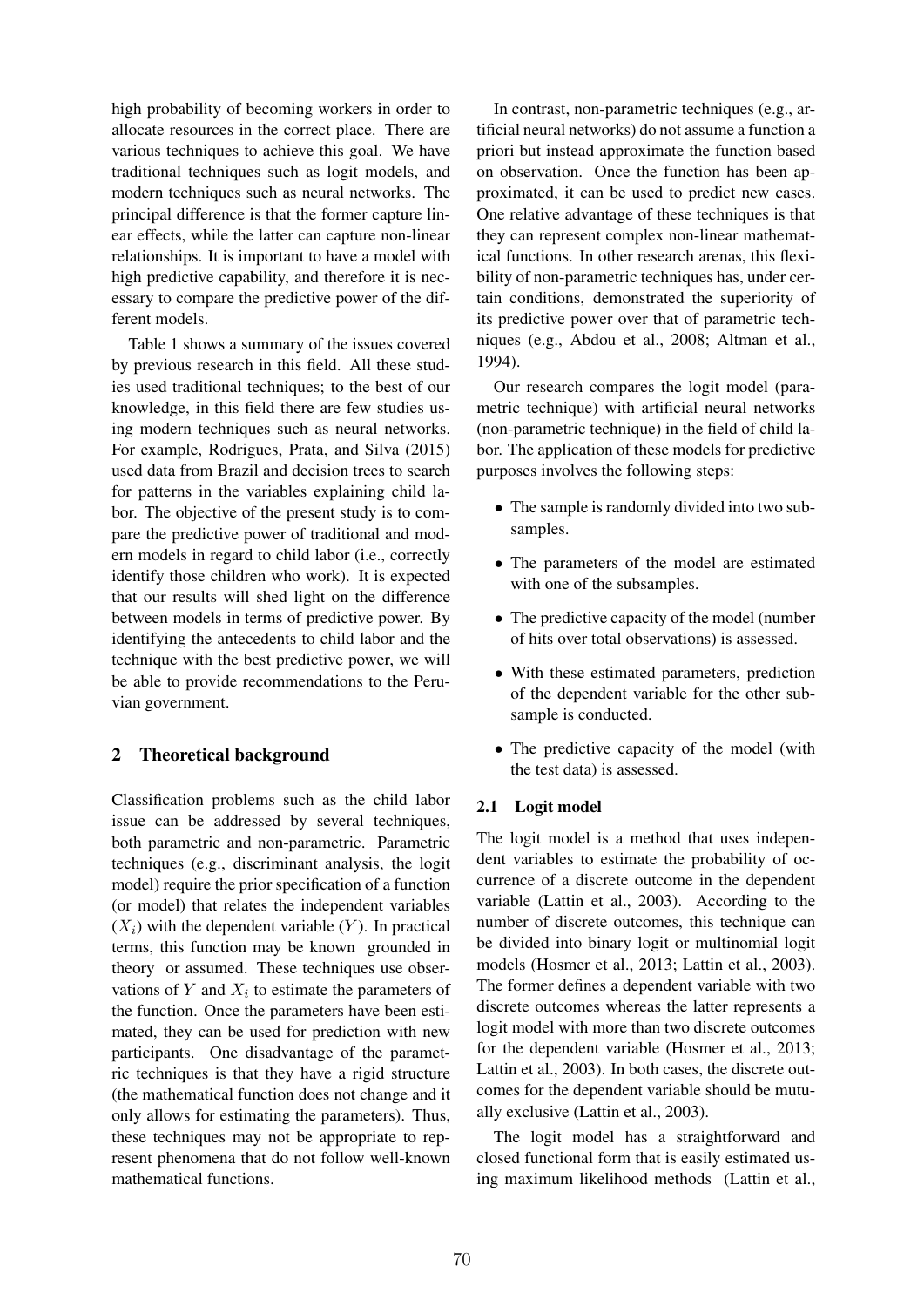high probability of becoming workers in order to allocate resources in the correct place. There are various techniques to achieve this goal. We have traditional techniques such as logit models, and modern techniques such as neural networks. The principal difference is that the former capture linear effects, while the latter can capture non-linear relationships. It is important to have a model with high predictive capability, and therefore it is necessary to compare the predictive power of the different models.

Table 1 shows a summary of the issues covered by previous research in this field. All these studies used traditional techniques; to the best of our knowledge, in this field there are few studies using modern techniques such as neural networks. For example, Rodrigues, Prata, and Silva (2015) used data from Brazil and decision trees to search for patterns in the variables explaining child labor. The objective of the present study is to compare the predictive power of traditional and modern models in regard to child labor (i.e., correctly identify those children who work). It is expected that our results will shed light on the difference between models in terms of predictive power. By identifying the antecedents to child labor and the technique with the best predictive power, we will be able to provide recommendations to the Peruvian government.

## 2 Theoretical background

Classification problems such as the child labor issue can be addressed by several techniques, both parametric and non-parametric. Parametric techniques (e.g., discriminant analysis, the logit model) require the prior specification of a function (or model) that relates the independent variables ($X_i$) with the dependent variable ($Y$). In practical terms, this function may be known grounded in theory or assumed. These techniques use observations of $Y$ and $X_i$ to estimate the parameters of the function. Once the parameters have been estimated, they can be used for prediction with new participants. One disadvantage of the parametric techniques is that they have a rigid structure (the mathematical function does not change and it only allows for estimating the parameters). Thus, these techniques may not be appropriate to represent phenomena that do not follow well-known mathematical functions.

In contrast, non-parametric techniques (e.g., artificial neural networks) do not assume a function a priori but instead approximate the function based on observation. Once the function has been approximated, it can be used to predict new cases. One relative advantage of these techniques is that they can represent complex non-linear mathematical functions. In other research arenas, this flexibility of non-parametric techniques has, under certain conditions, demonstrated the superiority of its predictive power over that of parametric techniques (e.g., Abdou et al., 2008; Altman et al., 1994).

Our research compares the logit model (parametric technique) with artificial neural networks (non-parametric technique) in the field of child labor. The application of these models for predictive purposes involves the following steps:

- The sample is randomly divided into two subsamples.
- The parameters of the model are estimated with one of the subsamples.
- The predictive capacity of the model (number of hits over total observations) is assessed.
- With these estimated parameters, prediction of the dependent variable for the other subsample is conducted.
- The predictive capacity of the model (with the test data) is assessed.

### 2.1 Logit model

The logit model is a method that uses independent variables to estimate the probability of occurrence of a discrete outcome in the dependent variable (Lattin et al., 2003). According to the number of discrete outcomes, this technique can be divided into binary logit or multinomial logit models (Hosmer et al., 2013; Lattin et al., 2003). The former defines a dependent variable with two discrete outcomes whereas the latter represents a logit model with more than two discrete outcomes for the dependent variable (Hosmer et al., 2013; Lattin et al., 2003). In both cases, the discrete outcomes for the dependent variable should be mutually exclusive (Lattin et al., 2003).

The logit model has a straightforward and closed functional form that is easily estimated using maximum likelihood methods (Lattin et al.,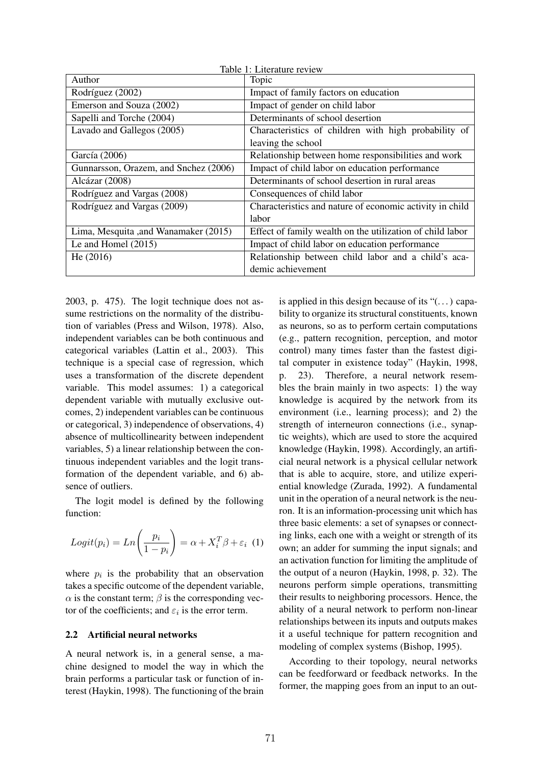Table 1: Literature review

| Author | Topic |
|---|---|
| Rodríguez (2002) | Impact of family factors on education |
| Emerson and Souza (2002) | Impact of gender on child labor |
| Sapelli and Torche (2004) | Determinants of school desertion |
| Lavado and Gallegos (2005) | Characteristics of children with high probability of leaving the school |
| García (2006) | Relationship between home responsibilities and work |
| Gunnarsson, Orazem, and Snchez (2006) | Impact of child labor on education performance |
| Alcázar (2008) | Determinants of school desertion in rural areas |
| Rodríguez and Vargas (2008) | Consequences of child labor |
| Rodríguez and Vargas (2009) | Characteristics and nature of economic activity in child labor |
| Lima, Mesquita ,and Wanamaker (2015) | Effect of family wealth on the utilization of child labor |
| Le and Homel (2015) | Impact of child labor on education performance |
| He (2016) | Relationship between child labor and a child's academic achievement |

2003, p. 475). The logit technique does not assume restrictions on the normality of the distribution of variables (Press and Wilson, 1978). Also, independent variables can be both continuous and categorical variables (Lattin et al., 2003). This technique is a special case of regression, which uses a transformation of the discrete dependent variable. This model assumes: 1) a categorical dependent variable with mutually exclusive outcomes, 2) independent variables can be continuous or categorical, 3) independence of observations, 4) absence of multicollinearity between independent variables, 5) a linear relationship between the continuous independent variables and the logit transformation of the dependent variable, and 6) absence of outliers.

The logit model is defined by the following function:

$$Logit(p_i) = Ln\left(\frac{p_i}{1-p_i}\right) = \alpha + X_i^T\beta + \varepsilon_i \quad (1)$$

where $p_i$ is the probability that an observation takes a specific outcome of the dependent variable, $\alpha$ is the constant term; $\beta$ is the corresponding vector of the coefficients; and $\varepsilon_i$ is the error term.

## 2.2 Artificial neural networks

A neural network is, in a general sense, a machine designed to model the way in which the brain performs a particular task or function of interest (Haykin, 1998). The functioning of the brain is applied in this design because of its "(...) capability to organize its structural constituents, known as neurons, so as to perform certain computations (e.g., pattern recognition, perception, and motor control) many times faster than the fastest digital computer in existence today" (Haykin, 1998, p. 23). Therefore, a neural network resembles the brain mainly in two aspects: 1) the way knowledge is acquired by the network from its environment (i.e., learning process); and 2) the strength of interneuron connections (i.e., synaptic weights), which are used to store the acquired knowledge (Haykin, 1998). Accordingly, an artificial neural network is a physical cellular network that is able to acquire, store, and utilize experiential knowledge (Zurada, 1992). A fundamental unit in the operation of a neural network is the neuron. It is an information-processing unit which has three basic elements: a set of synapses or connecting links, each one with a weight or strength of its own; an adder for summing the input signals; and an activation function for limiting the amplitude of the output of a neuron (Haykin, 1998, p. 32). The neurons perform simple operations, transmitting their results to neighboring processors. Hence, the ability of a neural network to perform non-linear relationships between its inputs and outputs makes it a useful technique for pattern recognition and modeling of complex systems (Bishop, 1995).

According to their topology, neural networks can be feedforward or feedback networks. In the former, the mapping goes from an input to an out-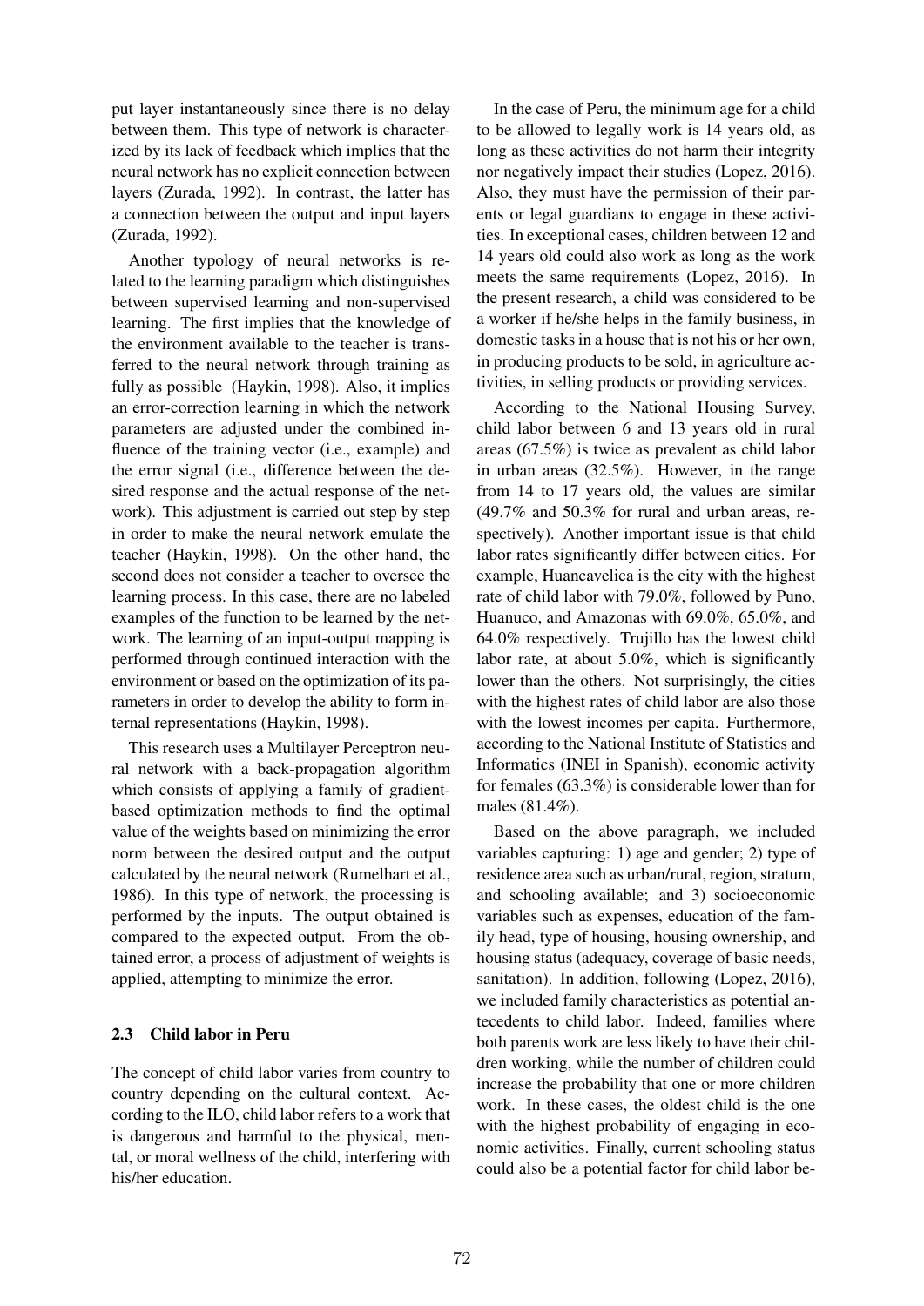put layer instantaneously since there is no delay between them. This type of network is characterized by its lack of feedback which implies that the neural network has no explicit connection between layers (Zurada, 1992). In contrast, the latter has a connection between the output and input layers (Zurada, 1992).

Another typology of neural networks is related to the learning paradigm which distinguishes between supervised learning and non-supervised learning. The first implies that the knowledge of the environment available to the teacher is transferred to the neural network through training as fully as possible (Haykin, 1998). Also, it implies an error-correction learning in which the network parameters are adjusted under the combined influence of the training vector (i.e., example) and the error signal (i.e., difference between the desired response and the actual response of the network). This adjustment is carried out step by step in order to make the neural network emulate the teacher (Haykin, 1998). On the other hand, the second does not consider a teacher to oversee the learning process. In this case, there are no labeled examples of the function to be learned by the network. The learning of an input-output mapping is performed through continued interaction with the environment or based on the optimization of its parameters in order to develop the ability to form internal representations (Haykin, 1998).

This research uses a Multilayer Perceptron neural network with a back-propagation algorithm which consists of applying a family of gradient-based optimization methods to find the optimal value of the weights based on minimizing the error norm between the desired output and the output calculated by the neural network (Rumelhart et al., 1986). In this type of network, the processing is performed by the inputs. The output obtained is compared to the expected output. From the obtained error, a process of adjustment of weights is applied, attempting to minimize the error.

### 2.3 Child labor in Peru

The concept of child labor varies from country to country depending on the cultural context. According to the ILO, child labor refers to a work that is dangerous and harmful to the physical, mental, or moral wellness of the child, interfering with his/her education.

In the case of Peru, the minimum age for a child to be allowed to legally work is 14 years old, as long as these activities do not harm their integrity nor negatively impact their studies (Lopez, 2016). Also, they must have the permission of their parents or legal guardians to engage in these activities. In exceptional cases, children between 12 and 14 years old could also work as long as the work meets the same requirements (Lopez, 2016). In the present research, a child was considered to be a worker if he/she helps in the family business, in domestic tasks in a house that is not his or her own, in producing products to be sold, in agriculture activities, in selling products or providing services.

According to the National Housing Survey, child labor between 6 and 13 years old in rural areas (67.5%) is twice as prevalent as child labor in urban areas (32.5%). However, in the range from 14 to 17 years old, the values are similar (49.7% and 50.3% for rural and urban areas, respectively). Another important issue is that child labor rates significantly differ between cities. For example, Huancavelica is the city with the highest rate of child labor with 79.0%, followed by Puno, Huanuco, and Amazonas with 69.0%, 65.0%, and 64.0% respectively. Trujillo has the lowest child labor rate, at about 5.0%, which is significantly lower than the others. Not surprisingly, the cities with the highest rates of child labor are also those with the lowest incomes per capita. Furthermore, according to the National Institute of Statistics and Informatics (INEI in Spanish), economic activity for females (63.3%) is considerable lower than for males (81.4%).

Based on the above paragraph, we included variables capturing: 1) age and gender; 2) type of residence area such as urban/rural, region, stratum, and schooling available; and 3) socioeconomic variables such as expenses, education of the family head, type of housing, housing ownership, and housing status (adequacy, coverage of basic needs, sanitation). In addition, following (Lopez, 2016), we included family characteristics as potential antecedents to child labor. Indeed, families where both parents work are less likely to have their children working, while the number of children could increase the probability that one or more children work. In these cases, the oldest child is the one with the highest probability of engaging in economic activities. Finally, current schooling status could also be a potential factor for child labor be-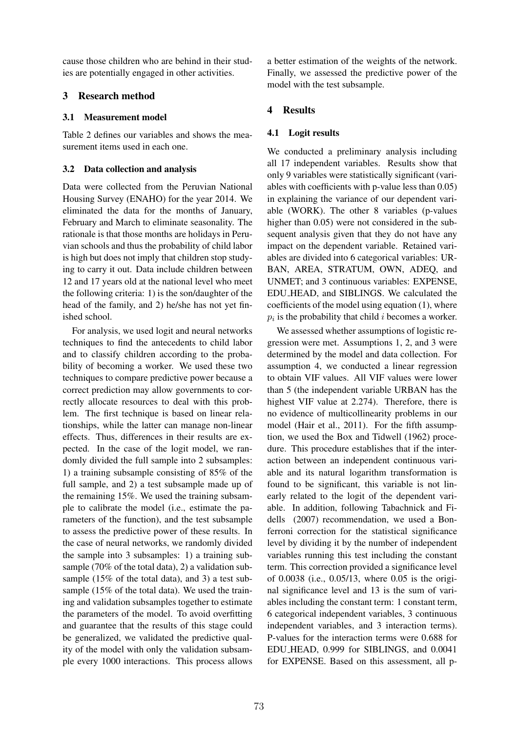cause those children who are behind in their studies are potentially engaged in other activities.

## 3 Research method

### 3.1 Measurement model

Table 2 defines our variables and shows the measurement items used in each one.

### 3.2 Data collection and analysis

Data were collected from the Peruvian National Housing Survey (ENAHO) for the year 2014. We eliminated the data for the months of January, February and March to eliminate seasonality. The rationale is that those months are holidays in Peruvian schools and thus the probability of child labor is high but does not imply that children stop studying to carry it out. Data include children between 12 and 17 years old at the national level who meet the following criteria: 1) is the son/daughter of the head of the family, and 2) he/she has not yet finished school.

For analysis, we used logit and neural networks techniques to find the antecedents to child labor and to classify children according to the probability of becoming a worker. We used these two techniques to compare predictive power because a correct prediction may allow governments to correctly allocate resources to deal with this problem. The first technique is based on linear relationships, while the latter can manage non-linear effects. Thus, differences in their results are expected. In the case of the logit model, we randomly divided the full sample into 2 subsamples: 1) a training subsample consisting of 85% of the full sample, and 2) a test subsample made up of the remaining 15%. We used the training subsample to calibrate the model (i.e., estimate the parameters of the function), and the test subsample to assess the predictive power of these results. In the case of neural networks, we randomly divided the sample into 3 subsamples: 1) a training subsample (70% of the total data), 2) a validation subsample (15% of the total data), and 3) a test subsample (15% of the total data). We used the training and validation subsamples together to estimate the parameters of the model. To avoid overfitting and guarantee that the results of this stage could be generalized, we validated the predictive quality of the model with only the validation subsample every 1000 interactions. This process allows a better estimation of the weights of the network. Finally, we assessed the predictive power of the model with the test subsample.

## 4 Results

### 4.1 Logit results

We conducted a preliminary analysis including all 17 independent variables. Results show that only 9 variables were statistically significant (variables with coefficients with p-value less than 0.05) in explaining the variance of our dependent variable (WORK). The other 8 variables (p-values higher than 0.05) were not considered in the subsequent analysis given that they do not have any impact on the dependent variable. Retained variables are divided into 6 categorical variables: URBAN, AREA, STRATUM, OWN, ADEQ, and UNMET; and 3 continuous variables: EXPENSE, EDU_HEAD, and SIBLINGS. We calculated the coefficients of the model using equation (1), where $p_i$ is the probability that child $i$ becomes a worker.

We assessed whether assumptions of logistic regression were met. Assumptions 1, 2, and 3 were determined by the model and data collection. For assumption 4, we conducted a linear regression to obtain VIF values. All VIF values were lower than 5 (the independent variable URBAN has the highest VIF value at 2.274). Therefore, there is no evidence of multicollinearity problems in our model (Hair et al., 2011). For the fifth assumption, we used the Box and Tidwell (1962) procedure. This procedure establishes that if the interaction between an independent continuous variable and its natural logarithm transformation is found to be significant, this variable is not linearly related to the logit of the dependent variable. In addition, following Tabachnick and Fidells (2007) recommendation, we used a Bonferroni correction for the statistical significance level by dividing it by the number of independent variables running this test including the constant term. This correction provided a significance level of 0.0038 (i.e., 0.05/13, where 0.05 is the original significance level and 13 is the sum of variables including the constant term: 1 constant term, 6 categorical independent variables, 3 continuous independent variables, and 3 interaction terms). P-values for the interaction terms were 0.688 for EDU_HEAD, 0.999 for SIBLINGS, and 0.0041 for EXPENSE. Based on this assessment, all p-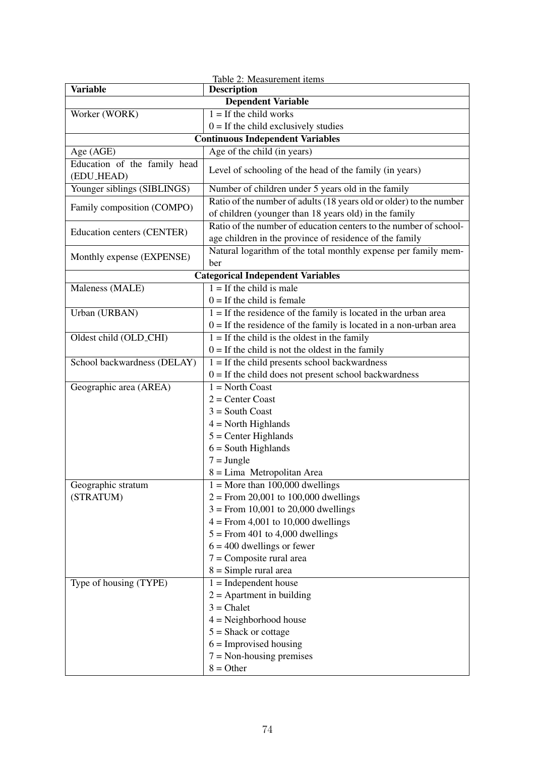Table 2: Measurement items

| Variable | Description |
|---|---|
| **Dependent Variable** | |
| Worker (WORK) | 1 = If the child works |
| | 0 = If the child exclusively studies |
| **Continuous Independent Variables** | |
| Age (AGE) | Age of the child (in years) |
| Education of the family head (EDU_HEAD) | Level of schooling of the head of the family (in years) |
| Younger siblings (SIBLINGS) | Number of children under 5 years old in the family |
| Family composition (COMPO) | Ratio of the number of adults (18 years old or older) to the number of children (younger than 18 years old) in the family |
| Education centers (CENTER) | Ratio of the number of education centers to the number of school-age children in the province of residence of the family |
| Monthly expense (EXPENSE) | Natural logarithm of the total monthly expense per family member |
| **Categorical Independent Variables** | |
| Maleness (MALE) | 1 = If the child is male |
| | 0 = If the child is female |
| Urban (URBAN) | 1 = If the residence of the family is located in the urban area |
| | 0 = If the residence of the family is located in a non-urban area |
| Oldest child (OLD_CHI) | 1 = If the child is the oldest in the family |
| | 0 = If the child is not the oldest in the family |
| School backwardness (DELAY) | 1 = If the child presents school backwardness |
| | 0 = If the child does not present school backwardness |
| Geographic area (AREA) | 1 = North Coast |
| | 2 = Center Coast |
| | 3 = South Coast |
| | 4 = North Highlands |
| | 5 = Center Highlands |
| | 6 = South Highlands |
| | 7 = Jungle |
| | 8 = Lima Metropolitan Area |
| Geographic stratum (STRATUM) | 1 = More than 100,000 dwellings |
| | 2 = From 20,001 to 100,000 dwellings |
| | 3 = From 10,001 to 20,000 dwellings |
| | 4 = From 4,001 to 10,000 dwellings |
| | 5 = From 401 to 4,000 dwellings |
| | 6 = 400 dwellings or fewer |
| | 7 = Composite rural area |
| | 8 = Simple rural area |
| Type of housing (TYPE) | 1 = Independent house |
| | 2 = Apartment in building |
| | 3 = Chalet |
| | 4 = Neighborhood house |
| | 5 = Shack or cottage |
| | 6 = Improvised housing |
| | 7 = Non-housing premises |
| | 8 = Other |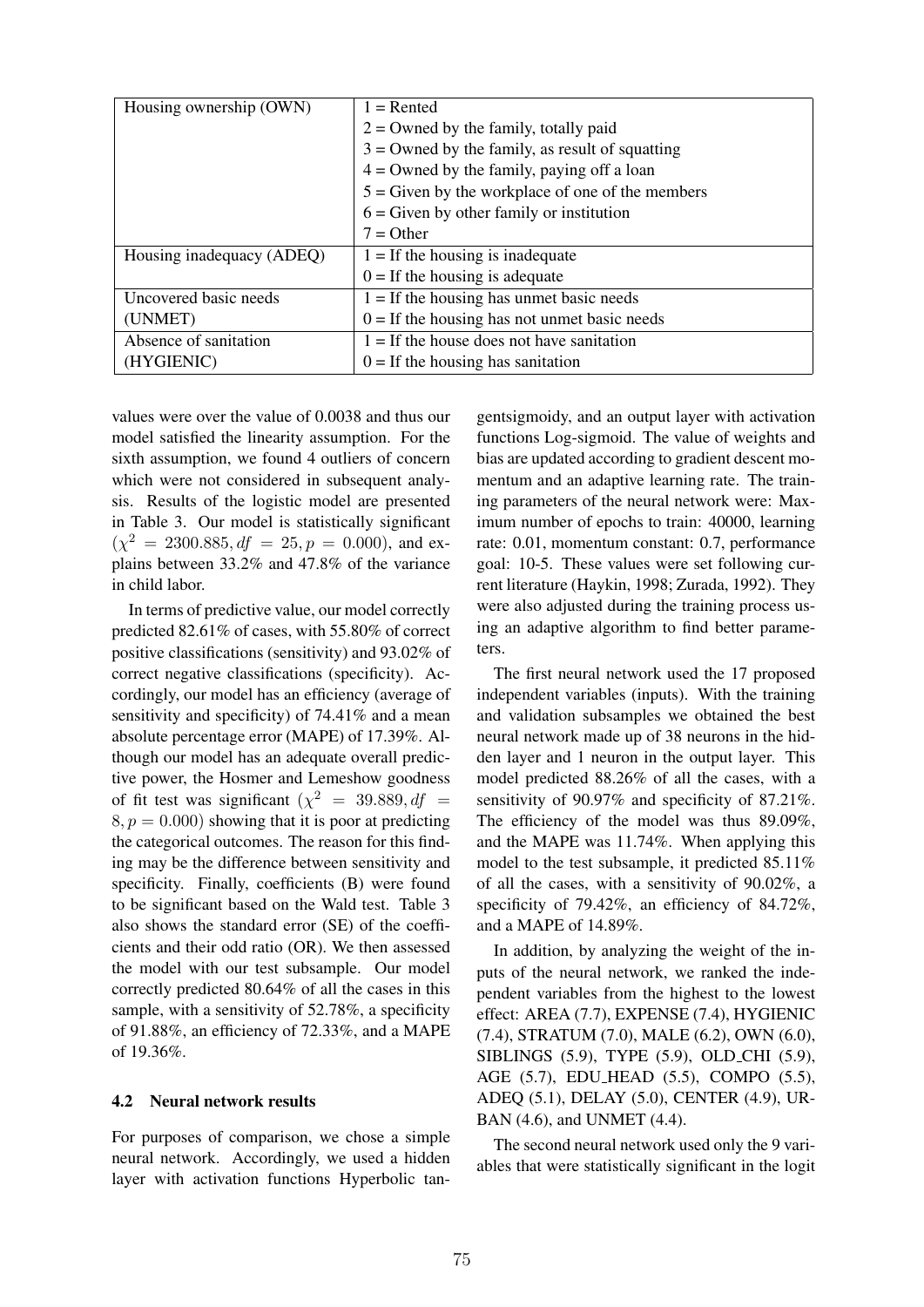| Housing ownership (OWN) | 1 = Rented |
|---|---|
| | 2 = Owned by the family, totally paid |
| | 3 = Owned by the family, as result of squatting |
| | 4 = Owned by the family, paying off a loan |
| | 5 = Given by the workplace of one of the members |
| | 6 = Given by other family or institution |
| | 7 = Other |
| Housing inadequacy (ADEQ) | 1 = If the housing is inadequate |
| | 0 = If the housing is adequate |
| Uncovered basic needs (UNMET) | 1 = If the housing has unmet basic needs |
| | 0 = If the housing has not unmet basic needs |
| Absence of sanitation (HYGIENIC) | 1 = If the house does not have sanitation |
| | 0 = If the housing has sanitation |

values were over the value of 0.0038 and thus our model satisfied the linearity assumption. For the sixth assumption, we found 4 outliers of concern which were not considered in subsequent analysis. Results of the logistic model are presented in Table 3. Our model is statistically significant ($\chi^2 = 2300.885, df = 25, p = 0.000$), and explains between 33.2% and 47.8% of the variance in child labor.

In terms of predictive value, our model correctly predicted 82.61% of cases, with 55.80% of correct positive classifications (sensitivity) and 93.02% of correct negative classifications (specificity). Accordingly, our model has an efficiency (average of sensitivity and specificity) of 74.41% and a mean absolute percentage error (MAPE) of 17.39%. Although our model has an adequate overall predictive power, the Hosmer and Lemeshow goodness of fit test was significant ($\chi^2 = 39.889, df = 8, p = 0.000$) showing that it is poor at predicting the categorical outcomes. The reason for this finding may be the difference between sensitivity and specificity. Finally, coefficients (B) were found to be significant based on the Wald test. Table 3 also shows the standard error (SE) of the coefficients and their odd ratio (OR). We then assessed the model with our test subsample. Our model correctly predicted 80.64% of all the cases in this sample, with a sensitivity of 52.78%, a specificity of 91.88%, an efficiency of 72.33%, and a MAPE of 19.36%.

### 4.2 Neural network results

For purposes of comparison, we chose a simple neural network. Accordingly, we used a hidden layer with activation functions Hyperbolic tangentsigmoidy, and an output layer with activation functions Log-sigmoid. The value of weights and bias are updated according to gradient descent momentum and an adaptive learning rate. The training parameters of the neural network were: Maximum number of epochs to train: 40000, learning rate: 0.01, momentum constant: 0.7, performance goal: 10-5. These values were set following current literature (Haykin, 1998; Zurada, 1992). They were also adjusted during the training process using an adaptive algorithm to find better parameters.

The first neural network used the 17 proposed independent variables (inputs). With the training and validation subsamples we obtained the best neural network made up of 38 neurons in the hidden layer and 1 neuron in the output layer. This model predicted 88.26% of all the cases, with a sensitivity of 90.97% and specificity of 87.21%. The efficiency of the model was thus 89.09%, and the MAPE was 11.74%. When applying this model to the test subsample, it predicted 85.11% of all the cases, with a sensitivity of 90.02%, a specificity of 79.42%, an efficiency of 84.72%, and a MAPE of 14.89%.

In addition, by analyzing the weight of the inputs of the neural network, we ranked the independent variables from the highest to the lowest effect: AREA (7.7), EXPENSE (7.4), HYGIENIC (7.4), STRATUM (7.0), MALE (6.2), OWN (6.0), SIBLINGS (5.9), TYPE (5.9), OLD_CHI (5.9), AGE (5.7), EDU_HEAD (5.5), COMPO (5.5), ADEQ (5.1), DELAY (5.0), CENTER (4.9), URBAN (4.6), and UNMET (4.4).

The second neural network used only the 9 variables that were statistically significant in the logit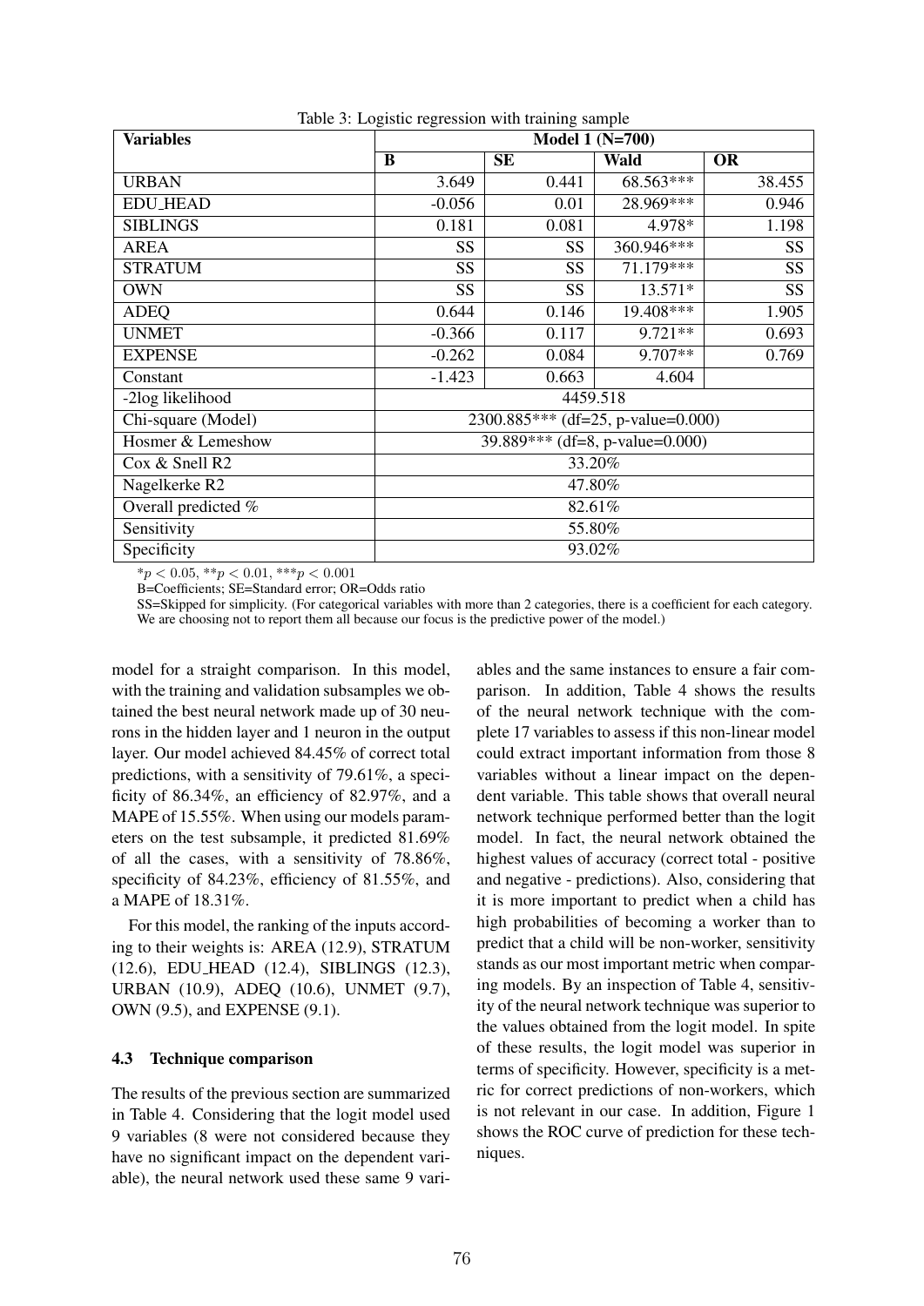Table 3: Logistic regression with training sample

| Variables | Model 1 (N=700) | | | |
|---|---|---|---|---|
| | **B** | **SE** | **Wald** | **OR** |
| URBAN | 3.649 | 0.441 | 68.563*** | 38.455 |
| EDU_HEAD | -0.056 | 0.01 | 28.969*** | 0.946 |
| SIBLINGS | 0.181 | 0.081 | 4.978* | 1.198 |
| AREA | SS | SS | 360.946*** | SS |
| STRATUM | SS | SS | 71.179*** | SS |
| OWN | SS | SS | 13.571* | SS |
| ADEQ | 0.644 | 0.146 | 19.408*** | 1.905 |
| UNMET | -0.366 | 0.117 | 9.721** | 0.693 |
| EXPENSE | -0.262 | 0.084 | 9.707** | 0.769 |
| Constant | -1.423 | 0.663 | 4.604 | |
| -2log likelihood | 4459.518 | | | |
| Chi-square (Model) | 2300.885*** (df=25, p-value=0.000) | | | |
| Hosmer & Lemeshow | 39.889*** (df=8, p-value=0.000) | | | |
| Cox & Snell R2 | 33.20% | | | |
| Nagelkerke R2 | 47.80% | | | |
| Overall predicted % | 82.61% | | | |
| Sensitivity | 55.80% | | | |
| Specificity | 93.02% | | | |

*$p < 0.05$, **$p < 0.01$, ***$p < 0.001$

B=Coefficients; SE=Standard error; OR=Odds ratio

SS=Skipped for simplicity. (For categorical variables with more than 2 categories, there is a coefficient for each category. We are choosing not to report them all because our focus is the predictive power of the model.)

model for a straight comparison. In this model, with the training and validation subsamples we obtained the best neural network made up of 30 neurons in the hidden layer and 1 neuron in the output layer. Our model achieved 84.45% of correct total predictions, with a sensitivity of 79.61%, a specificity of 86.34%, an efficiency of 82.97%, and a MAPE of 15.55%. When using our models parameters on the test subsample, it predicted 81.69% of all the cases, with a sensitivity of 78.86%, specificity of 84.23%, efficiency of 81.55%, and a MAPE of 18.31%.

For this model, the ranking of the inputs according to their weights is: AREA (12.9), STRATUM (12.6), EDU_HEAD (12.4), SIBLINGS (12.3), URBAN (10.9), ADEQ (10.6), UNMET (9.7), OWN (9.5), and EXPENSE (9.1).

### 4.3 Technique comparison

The results of the previous section are summarized in Table 4. Considering that the logit model used 9 variables (8 were not considered because they have no significant impact on the dependent variable), the neural network used these same 9 variables and the same instances to ensure a fair comparison. In addition, Table 4 shows the results of the neural network technique with the complete 17 variables to assess if this non-linear model could extract important information from those 8 variables without a linear impact on the dependent variable. This table shows that overall neural network technique performed better than the logit model. In fact, the neural network obtained the highest values of accuracy (correct total - positive and negative - predictions). Also, considering that it is more important to predict when a child has high probabilities of becoming a worker than to predict that a child will be non-worker, sensitivity stands as our most important metric when comparing models. By an inspection of Table 4, sensitivity of the neural network technique was superior to the values obtained from the logit model. In spite of these results, the logit model was superior in terms of specificity. However, specificity is a metric for correct predictions of non-workers, which is not relevant in our case. In addition, Figure 1 shows the ROC curve of prediction for these techniques.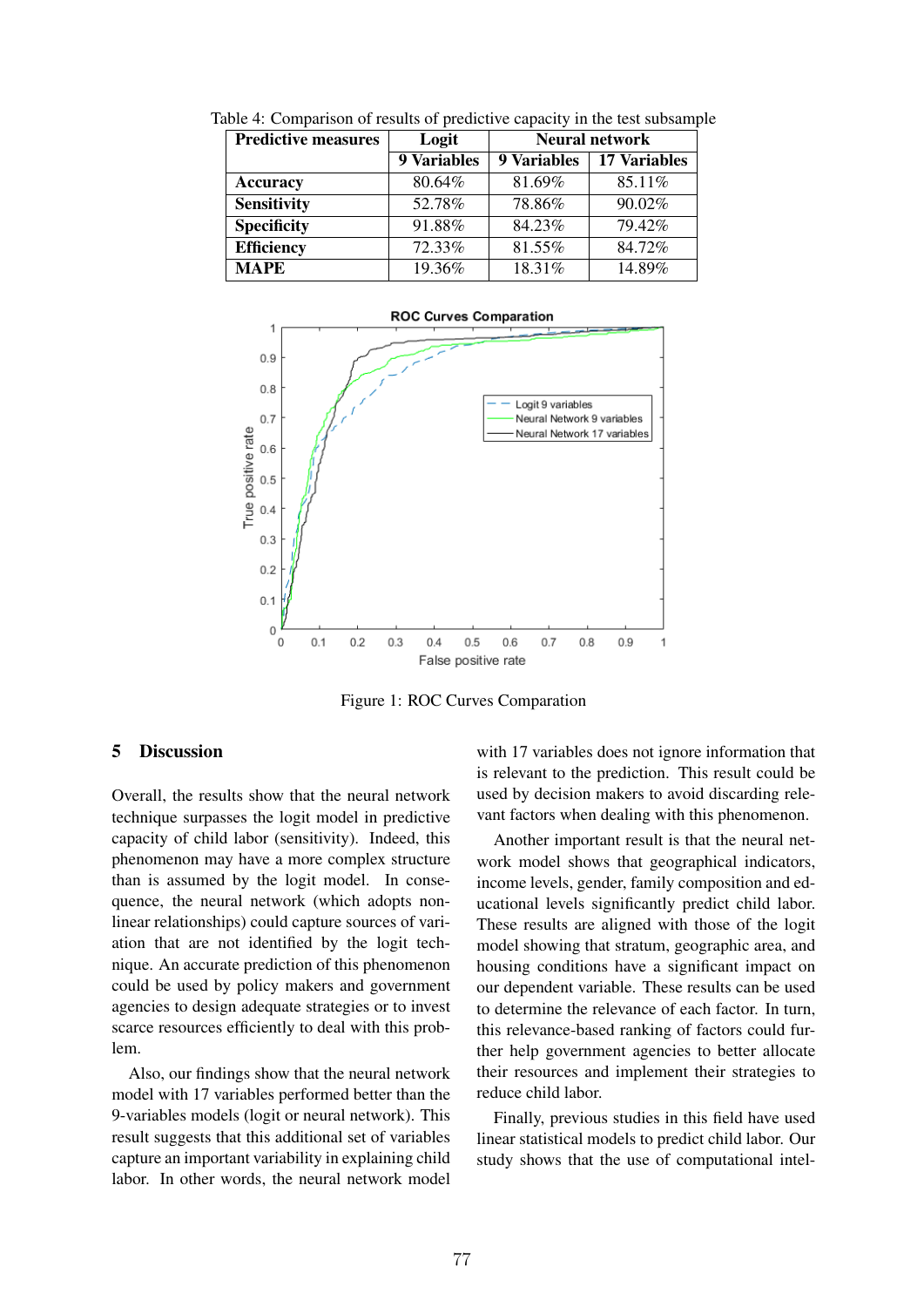Table 4: Comparison of results of predictive capacity in the test subsample

| Predictive measures | Logit | Neural network | |
|---|---|---|---|
| | 9 Variables | 9 Variables | 17 Variables |
| **Accuracy** | 80.64% | 81.69% | 85.11% |
| **Sensitivity** | 52.78% | 78.86% | 90.02% |
| **Specificity** | 91.88% | 84.23% | 79.42% |
| **Efficiency** | 72.33% | 81.55% | 84.72% |
| **MAPE** | 19.36% | 18.31% | 14.89% |

Figure 1: ROC Curves Comparation

## 5 Discussion

Overall, the results show that the neural network technique surpasses the logit model in predictive capacity of child labor (sensitivity). Indeed, this phenomenon may have a more complex structure than is assumed by the logit model. In consequence, the neural network (which adopts non-linear relationships) could capture sources of variation that are not identified by the logit technique. An accurate prediction of this phenomenon could be used by policy makers and government agencies to design adequate strategies or to invest scarce resources efficiently to deal with this problem.

Also, our findings show that the neural network model with 17 variables performed better than the 9-variables models (logit or neural network). This result suggests that this additional set of variables capture an important variability in explaining child labor. In other words, the neural network model with 17 variables does not ignore information that is relevant to the prediction. This result could be used by decision makers to avoid discarding relevant factors when dealing with this phenomenon.

Another important result is that the neural network model shows that geographical indicators, income levels, gender, family composition and educational levels significantly predict child labor. These results are aligned with those of the logit model showing that stratum, geographic area, and housing conditions have a significant impact on our dependent variable. These results can be used to determine the relevance of each factor. In turn, this relevance-based ranking of factors could further help government agencies to better allocate their resources and implement their strategies to reduce child labor.

Finally, previous studies in this field have used linear statistical models to predict child labor. Our study shows that the use of computational intel-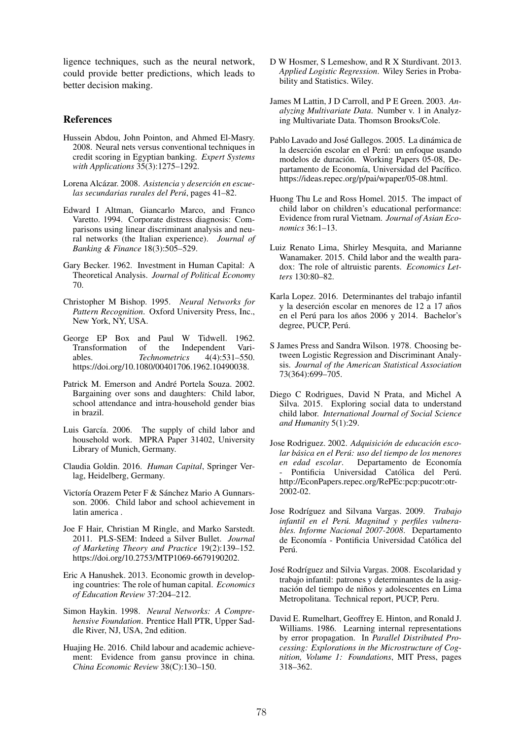ligence techniques, such as the neural network, could provide better predictions, which leads to better decision making.

## References

Hussein Abdou, John Pointon, and Ahmed El-Masry. 2008. Neural nets versus conventional techniques in credit scoring in Egyptian banking. *Expert Systems with Applications* 35(3):1275–1292.

Lorena Alcázar. 2008. *Asistencia y deserción en escuelas secundarias rurales del Perú*, pages 41–82.

Edward I Altman, Giancarlo Marco, and Franco Varetto. 1994. Corporate distress diagnosis: Comparisons using linear discriminant analysis and neural networks (the Italian experience). *Journal of Banking & Finance* 18(3):505–529.

Gary Becker. 1962. Investment in Human Capital: A Theoretical Analysis. *Journal of Political Economy* 70.

Christopher M Bishop. 1995. *Neural Networks for Pattern Recognition*. Oxford University Press, Inc., New York, NY, USA.

George EP Box and Paul W Tidwell. 1962. Transformation of the Independent Variables. *Technometrics* 4(4):531–550. https://doi.org/10.1080/00401706.1962.10490038.

Patrick M. Emerson and André Portela Souza. 2002. Bargaining over sons and daughters: Child labor, school attendance and intra-household gender bias in brazil.

Luis García. 2006. The supply of child labor and household work. MPRA Paper 31402, University Library of Munich, Germany.

Claudia Goldin. 2016. *Human Capital*, Springer Verlag, Heidelberg, Germany.

Victoría Orazem Peter F & Sánchez Mario A Gunnarsson. 2006. Child labor and school achievement in latin america .

Joe F Hair, Christian M Ringle, and Marko Sarstedt. 2011. PLS-SEM: Indeed a Silver Bullet. *Journal of Marketing Theory and Practice* 19(2):139–152. https://doi.org/10.2753/MTP1069-6679190202.

Eric A Hanushek. 2013. Economic growth in developing countries: The role of human capital. *Economics of Education Review* 37:204–212.

Simon Haykin. 1998. *Neural Networks: A Comprehensive Foundation*. Prentice Hall PTR, Upper Saddle River, NJ, USA, 2nd edition.

Huajing He. 2016. Child labour and academic achievement: Evidence from gansu province in china. *China Economic Review* 38(C):130–150.

D W Hosmer, S Lemeshow, and R X Sturdivant. 2013. *Applied Logistic Regression*. Wiley Series in Probability and Statistics. Wiley.

James M Lattin, J D Carroll, and P E Green. 2003. *Analyzing Multivariate Data*. Number v. 1 in Analyzing Multivariate Data. Thomson Brooks/Cole.

Pablo Lavado and José Gallegos. 2005. La dinámica de la deserción escolar en el Perú: un enfoque usando modelos de duración. Working Papers 05-08, Departamento de Economía, Universidad del Pacífico. https://ideas.repec.org/p/pai/wpaper/05-08.html.

Huong Thu Le and Ross Homel. 2015. The impact of child labor on children's educational performance: Evidence from rural Vietnam. *Journal of Asian Economics* 36:1–13.

Luiz Renato Lima, Shirley Mesquita, and Marianne Wanamaker. 2015. Child labor and the wealth paradox: The role of altruistic parents. *Economics Letters* 130:80–82.

Karla Lopez. 2016. Determinantes del trabajo infantil y la deserción escolar en menores de 12 a 17 años en el Perú para los años 2006 y 2014. Bachelor's degree, PUCP, Perú.

S James Press and Sandra Wilson. 1978. Choosing between Logistic Regression and Discriminant Analysis. *Journal of the American Statistical Association* 73(364):699–705.

Diego C Rodrigues, David N Prata, and Michel A Silva. 2015. Exploring social data to understand child labor. *International Journal of Social Science and Humanity* 5(1):29.

Jose Rodriguez. 2002. *Adquisición de educación escolar básica en el Perú: uso del tiempo de los menores en edad escolar*. Departamento de Economía - Pontificia Universidad Católica del Perú. http://EconPapers.repec.org/RePEc:pcp:pucotr:otr-2002-02.

Jose Rodríguez and Silvana Vargas. 2009. *Trabajo infantil en el Perú. Magnitud y perfiles vulnerables. Informe Nacional 2007-2008*. Departamento de Economía - Pontificia Universidad Católica del Perú.

José Rodríguez and Silvia Vargas. 2008. Escolaridad y trabajo infantil: patrones y determinantes de la asignación del tiempo de niños y adolescentes en Lima Metropolitana. Technical report, PUCP, Peru.

David E. Rumelhart, Geoffrey E. Hinton, and Ronald J. Williams. 1986. Learning internal representations by error propagation. In *Parallel Distributed Processing: Explorations in the Microstructure of Cognition, Volume 1: Foundations*, MIT Press, pages 318–362.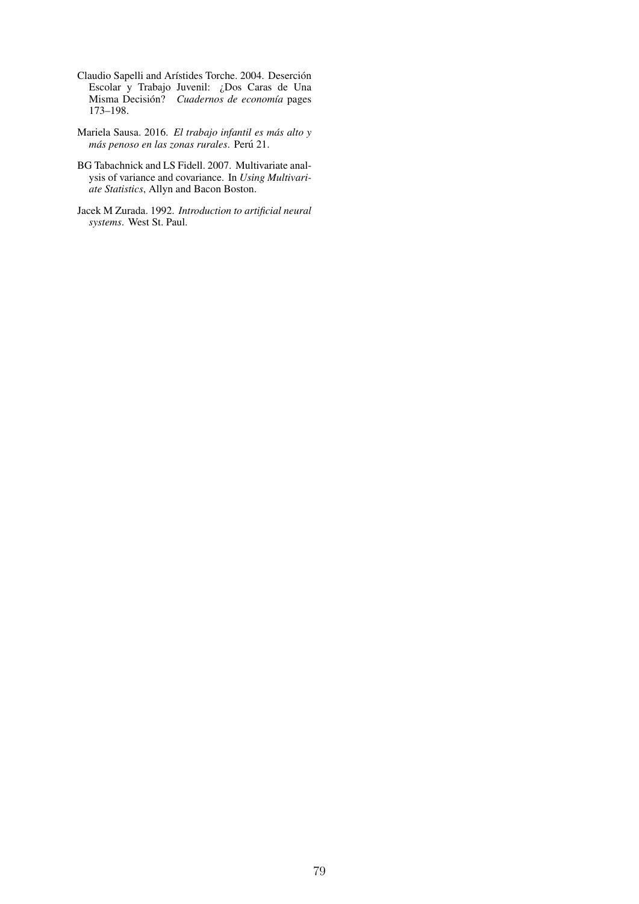Claudio Sapelli and Arístides Torche. 2004. Deserción Escolar y Trabajo Juvenil: ¿Dos Caras de Una Misma Decisión? *Cuadernos de economía* pages 173–198.

Mariela Sausa. 2016. *El trabajo infantil es más alto y más penoso en las zonas rurales*. Perú 21.

BG Tabachnick and LS Fidell. 2007. Multivariate analysis of variance and covariance. In *Using Multivariate Statistics*, Allyn and Bacon Boston.

Jacek M Zurada. 1992. *Introduction to artificial neural systems*. West St. Paul.